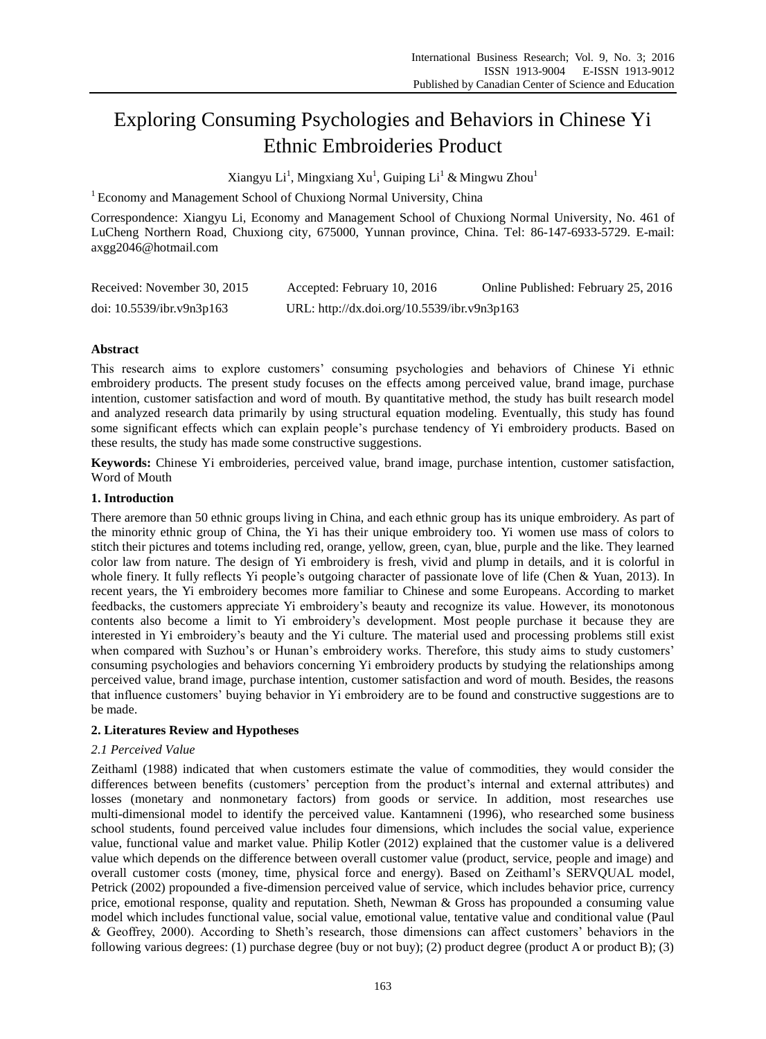# Exploring Consuming Psychologies and Behaviors in Chinese Yi Ethnic Embroideries Product

Xiangyu Li[1], Mingxiang Xu[1], Guiping Li[1] & Mingwu Zhou[1]

[1] Economy and Management School of Chuxiong Normal University, China

Correspondence: Xiangyu Li, Economy and Management School of Chuxiong Normal University, No. 461 of LuCheng Northern Road, Chuxiong city, 675000, Yunnan province, China. Tel: 86-147-6933-5729. E-mail: axgg2046@hotmail.com

| | | |
|---|---|---|
| Received: November 30, 2015 | Accepted: February 10, 2016 | Online Published: February 25, 2016 |
| doi: 10.5539/ibr.v9n3p163 | URL: http://dx.doi.org/10.5539/ibr.v9n3p163 | |

## Abstract

This research aims to explore customers' consuming psychologies and behaviors of Chinese Yi ethnic embroidery products. The present study focuses on the effects among perceived value, brand image, purchase intention, customer satisfaction and word of mouth. By quantitative method, the study has built research model and analyzed research data primarily by using structural equation modeling. Eventually, this study has found some significant effects which can explain people's purchase tendency of Yi embroidery products. Based on these results, the study has made some constructive suggestions.

**Keywords:** Chinese Yi embroideries, perceived value, brand image, purchase intention, customer satisfaction, Word of Mouth

## 1. Introduction

There aremore than 50 ethnic groups living in China, and each ethnic group has its unique embroidery. As part of the minority ethnic group of China, the Yi has their unique embroidery too. Yi women use mass of colors to stitch their pictures and totems including red, orange, yellow, green, cyan, blue, purple and the like. They learned color law from nature. The design of Yi embroidery is fresh, vivid and plump in details, and it is colorful in whole finery. It fully reflects Yi people's outgoing character of passionate love of life (Chen & Yuan, 2013). In recent years, the Yi embroidery becomes more familiar to Chinese and some Europeans. According to market feedbacks, the customers appreciate Yi embroidery's beauty and recognize its value. However, its monotonous contents also become a limit to Yi embroidery's development. Most people purchase it because they are interested in Yi embroidery's beauty and the Yi culture. The material used and processing problems still exist when compared with Suzhou's or Hunan's embroidery works. Therefore, this study aims to study customers' consuming psychologies and behaviors concerning Yi embroidery products by studying the relationships among perceived value, brand image, purchase intention, customer satisfaction and word of mouth. Besides, the reasons that influence customers' buying behavior in Yi embroidery are to be found and constructive suggestions are to be made.

## 2. Literatures Review and Hypotheses

### 2.1 Perceived Value

Zeithaml (1988) indicated that when customers estimate the value of commodities, they would consider the differences between benefits (customers' perception from the product's internal and external attributes) and losses (monetary and nonmonetary factors) from goods or service. In addition, most researches use multi-dimensional model to identify the perceived value. Kantamneni (1996), who researched some business school students, found perceived value includes four dimensions, which includes the social value, experience value, functional value and market value. Philip Kotler (2012) explained that the customer value is a delivered value which depends on the difference between overall customer value (product, service, people and image) and overall customer costs (money, time, physical force and energy). Based on Zeithaml's SERVQUAL model, Petrick (2002) propounded a five-dimension perceived value of service, which includes behavior price, currency price, emotional response, quality and reputation. Sheth, Newman & Gross has propounded a consuming value model which includes functional value, social value, emotional value, tentative value and conditional value (Paul & Geoffrey, 2000). According to Sheth's research, those dimensions can affect customers' behaviors in the following various degrees: (1) purchase degree (buy or not buy); (2) product degree (product A or product B); (3)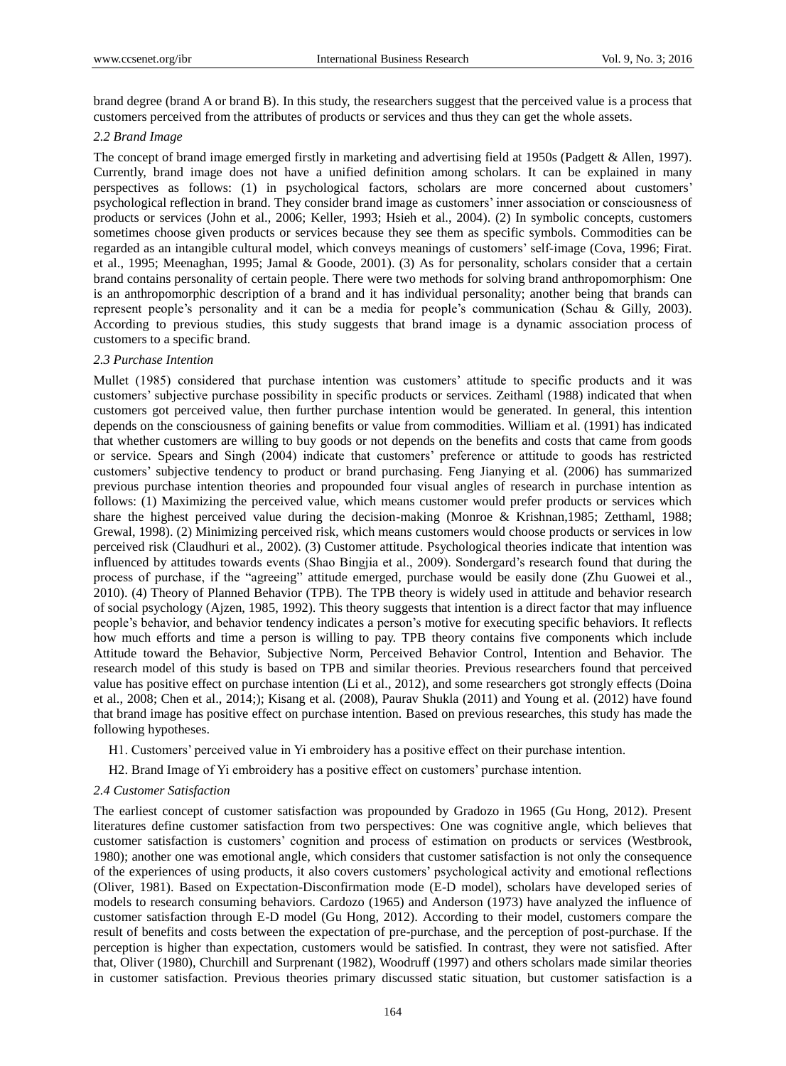brand degree (brand A or brand B). In this study, the researchers suggest that the perceived value is a process that customers perceived from the attributes of products or services and thus they can get the whole assets.

### *2.2 Brand Image*

The concept of brand image emerged firstly in marketing and advertising field at 1950s (Padgett & Allen, 1997). Currently, brand image does not have a unified definition among scholars. It can be explained in many perspectives as follows: (1) in psychological factors, scholars are more concerned about customers' psychological reflection in brand. They consider brand image as customers' inner association or consciousness of products or services (John et al., 2006; Keller, 1993; Hsieh et al., 2004). (2) In symbolic concepts, customers sometimes choose given products or services because they see them as specific symbols. Commodities can be regarded as an intangible cultural model, which conveys meanings of customers' self-image (Cova, 1996; Firat. et al., 1995; Meenaghan, 1995; Jamal & Goode, 2001). (3) As for personality, scholars consider that a certain brand contains personality of certain people. There were two methods for solving brand anthropomorphism: One is an anthropomorphic description of a brand and it has individual personality; another being that brands can represent people's personality and it can be a media for people's communication (Schau & Gilly, 2003). According to previous studies, this study suggests that brand image is a dynamic association process of customers to a specific brand.

### *2.3 Purchase Intention*

Mullet (1985) considered that purchase intention was customers' attitude to specific products and it was customers' subjective purchase possibility in specific products or services. Zeithaml (1988) indicated that when customers got perceived value, then further purchase intention would be generated. In general, this intention depends on the consciousness of gaining benefits or value from commodities. William et al. (1991) has indicated that whether customers are willing to buy goods or not depends on the benefits and costs that came from goods or service. Spears and Singh (2004) indicate that customers' preference or attitude to goods has restricted customers' subjective tendency to product or brand purchasing. Feng Jianying et al. (2006) has summarized previous purchase intention theories and propounded four visual angles of research in purchase intention as follows: (1) Maximizing the perceived value, which means customer would prefer products or services which share the highest perceived value during the decision-making (Monroe & Krishnan,1985; Zetthaml, 1988; Grewal, 1998). (2) Minimizing perceived risk, which means customers would choose products or services in low perceived risk (Claudhuri et al., 2002). (3) Customer attitude. Psychological theories indicate that intention was influenced by attitudes towards events (Shao Bingjia et al., 2009). Sondergard's research found that during the process of purchase, if the "agreeing" attitude emerged, purchase would be easily done (Zhu Guowei et al., 2010). (4) Theory of Planned Behavior (TPB). The TPB theory is widely used in attitude and behavior research of social psychology (Ajzen, 1985, 1992). This theory suggests that intention is a direct factor that may influence people's behavior, and behavior tendency indicates a person's motive for executing specific behaviors. It reflects how much efforts and time a person is willing to pay. TPB theory contains five components which include Attitude toward the Behavior, Subjective Norm, Perceived Behavior Control, Intention and Behavior. The research model of this study is based on TPB and similar theories. Previous researchers found that perceived value has positive effect on purchase intention (Li et al., 2012), and some researchers got strongly effects (Doina et al., 2008; Chen et al., 2014;); Kisang et al. (2008), Paurav Shukla (2011) and Young et al. (2012) have found that brand image has positive effect on purchase intention. Based on previous researches, this study has made the following hypotheses.

H1. Customers' perceived value in Yi embroidery has a positive effect on their purchase intention.

H2. Brand Image of Yi embroidery has a positive effect on customers' purchase intention.

### *2.4 Customer Satisfaction*

The earliest concept of customer satisfaction was propounded by Gradozo in 1965 (Gu Hong, 2012). Present literatures define customer satisfaction from two perspectives: One was cognitive angle, which believes that customer satisfaction is customers' cognition and process of estimation on products or services (Westbrook, 1980); another one was emotional angle, which considers that customer satisfaction is not only the consequence of the experiences of using products, it also covers customers' psychological activity and emotional reflections (Oliver, 1981). Based on Expectation-Disconfirmation mode (E-D model), scholars have developed series of models to research consuming behaviors. Cardozo (1965) and Anderson (1973) have analyzed the influence of customer satisfaction through E-D model (Gu Hong, 2012). According to their model, customers compare the result of benefits and costs between the expectation of pre-purchase, and the perception of post-purchase. If the perception is higher than expectation, customers would be satisfied. In contrast, they were not satisfied. After that, Oliver (1980), Churchill and Surprenant (1982), Woodruff (1997) and others scholars made similar theories in customer satisfaction. Previous theories primary discussed static situation, but customer satisfaction is a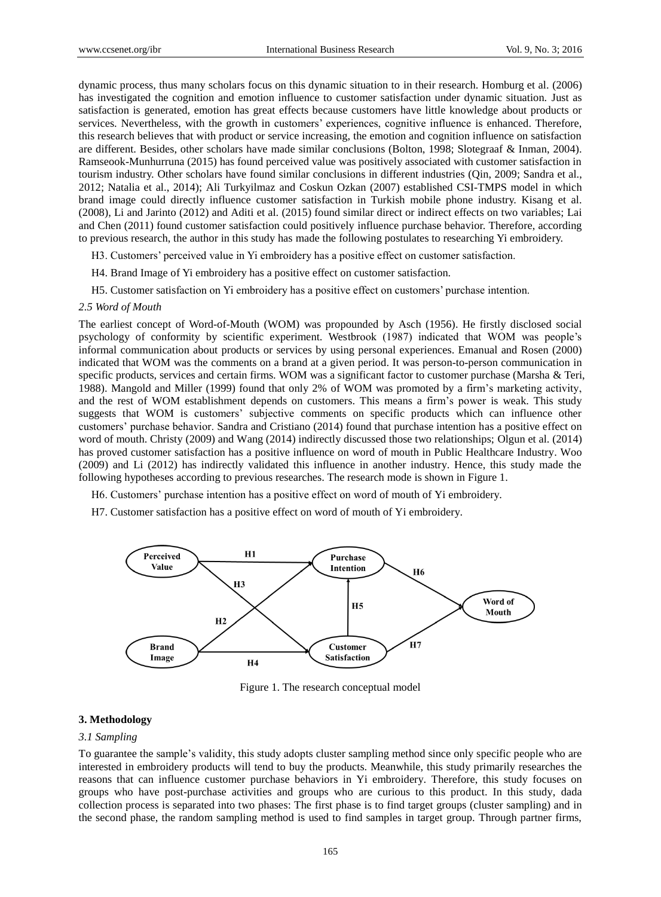dynamic process, thus many scholars focus on this dynamic situation to in their research. Homburg et al. (2006) has investigated the cognition and emotion influence to customer satisfaction under dynamic situation. Just as satisfaction is generated, emotion has great effects because customers have little knowledge about products or services. Nevertheless, with the growth in customers' experiences, cognitive influence is enhanced. Therefore, this research believes that with product or service increasing, the emotion and cognition influence on satisfaction are different. Besides, other scholars have made similar conclusions (Bolton, 1998; Slotegraaf & Inman, 2004). Ramseook-Munhurruna (2015) has found perceived value was positively associated with customer satisfaction in tourism industry. Other scholars have found similar conclusions in different industries (Qin, 2009; Sandra et al., 2012; Natalia et al., 2014); Ali Turkyilmaz and Coskun Ozkan (2007) established CSI-TMPS model in which brand image could directly influence customer satisfaction in Turkish mobile phone industry. Kisang et al. (2008), Li and Jarinto (2012) and Aditi et al. (2015) found similar direct or indirect effects on two variables; Lai and Chen (2011) found customer satisfaction could positively influence purchase behavior. Therefore, according to previous research, the author in this study has made the following postulates to researching Yi embroidery.

H3. Customers' perceived value in Yi embroidery has a positive effect on customer satisfaction.

H4. Brand Image of Yi embroidery has a positive effect on customer satisfaction.

H5. Customer satisfaction on Yi embroidery has a positive effect on customers' purchase intention.

### *2.5 Word of Mouth*

The earliest concept of Word-of-Mouth (WOM) was propounded by Asch (1956). He firstly disclosed social psychology of conformity by scientific experiment. Westbrook (1987) indicated that WOM was people's informal communication about products or services by using personal experiences. Emanual and Rosen (2000) indicated that WOM was the comments on a brand at a given period. It was person-to-person communication in specific products, services and certain firms. WOM was a significant factor to customer purchase (Marsha & Teri, 1988). Mangold and Miller (1999) found that only 2% of WOM was promoted by a firm's marketing activity, and the rest of WOM establishment depends on customers. This means a firm's power is weak. This study suggests that WOM is customers' subjective comments on specific products which can influence other customers' purchase behavior. Sandra and Cristiano (2014) found that purchase intention has a positive effect on word of mouth. Christy (2009) and Wang (2014) indirectly discussed those two relationships; Olgun et al. (2014) has proved customer satisfaction has a positive influence on word of mouth in Public Healthcare Industry. Woo (2009) and Li (2012) has indirectly validated this influence in another industry. Hence, this study made the following hypotheses according to previous researches. The research mode is shown in Figure 1.

H6. Customers' purchase intention has a positive effect on word of mouth of Yi embroidery.

H7. Customer satisfaction has a positive effect on word of mouth of Yi embroidery.

Figure 1. The research conceptual model

## 3. Methodology

### *3.1 Sampling*

To guarantee the sample's validity, this study adopts cluster sampling method since only specific people who are interested in embroidery products will tend to buy the products. Meanwhile, this study primarily researches the reasons that can influence customer purchase behaviors in Yi embroidery. Therefore, this study focuses on groups who have post-purchase activities and groups who are curious to this product. In this study, dada collection process is separated into two phases: The first phase is to find target groups (cluster sampling) and in the second phase, the random sampling method is used to find samples in target group. Through partner firms,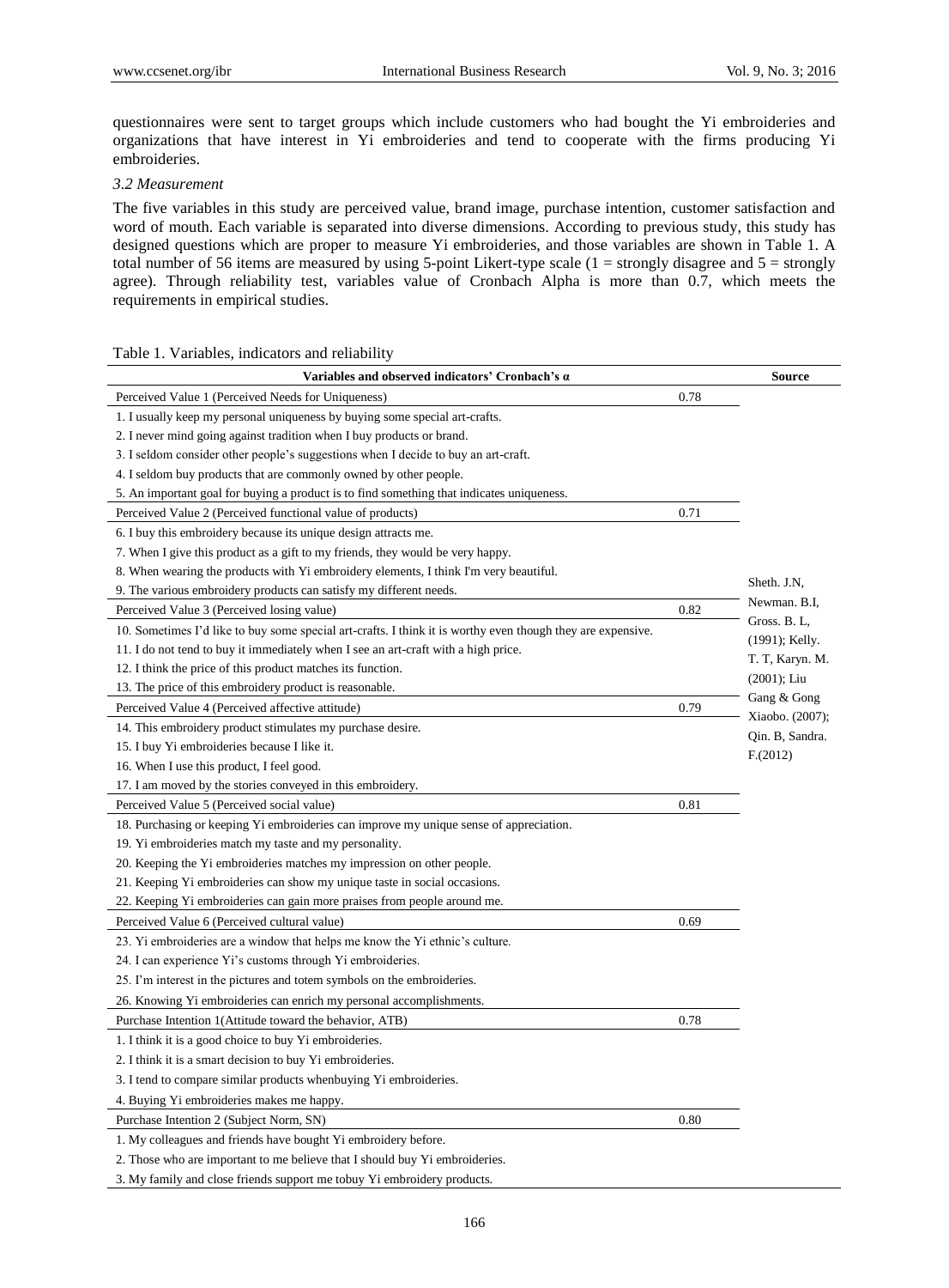questionnaires were sent to target groups which include customers who had bought the Yi embroideries and organizations that have interest in Yi embroideries and tend to cooperate with the firms producing Yi embroideries.

### 3.2 Measurement

The five variables in this study are perceived value, brand image, purchase intention, customer satisfaction and word of mouth. Each variable is separated into diverse dimensions. According to previous study, this study has designed questions which are proper to measure Yi embroideries, and those variables are shown in Table 1. A total number of 56 items are measured by using 5-point Likert-type scale (1 = strongly disagree and 5 = strongly agree). Through reliability test, variables value of Cronbach Alpha is more than 0.7, which meets the requirements in empirical studies.

Table 1. Variables, indicators and reliability

| Variables and observed indicators' Cronbach's α | | Source |
|---|---|---|
| Perceived Value 1 (Perceived Needs for Uniqueness) | 0.78 | Sheth. J.N, Newman. B.I, Gross. B. L, (1991); Kelly. T. T, Karyn. M. (2001); Liu Gang & Gong Xiaobo. (2007); Qin. B, Sandra. F.(2012) |
| 1. I usually keep my personal uniqueness by buying some special art-crafts. | | |
| 2. I never mind going against tradition when I buy products or brand. | | |
| 3. I seldom consider other people's suggestions when I decide to buy an art-craft. | | |
| 4. I seldom buy products that are commonly owned by other people. | | |
| 5. An important goal for buying a product is to find something that indicates uniqueness. | | |
| Perceived Value 2 (Perceived functional value of products) | 0.71 | |
| 6. I buy this embroidery because its unique design attracts me. | | |
| 7. When I give this product as a gift to my friends, they would be very happy. | | |
| 8. When wearing the products with Yi embroidery elements, I think I'm very beautiful. | | |
| 9. The various embroidery products can satisfy my different needs. | | |
| Perceived Value 3 (Perceived losing value) | 0.82 | |
| 10. Sometimes I'd like to buy some special art-crafts. I think it is worthy even though they are expensive. | | |
| 11. I do not tend to buy it immediately when I see an art-craft with a high price. | | |
| 12. I think the price of this product matches its function. | | |
| 13. The price of this embroidery product is reasonable. | | |
| Perceived Value 4 (Perceived affective attitude) | 0.79 | |
| 14. This embroidery product stimulates my purchase desire. | | |
| 15. I buy Yi embroideries because I like it. | | |
| 16. When I use this product, I feel good. | | |
| 17. I am moved by the stories conveyed in this embroidery. | | |
| Perceived Value 5 (Perceived social value) | 0.81 | |
| 18. Purchasing or keeping Yi embroideries can improve my unique sense of appreciation. | | |
| 19. Yi embroideries match my taste and my personality. | | |
| 20. Keeping the Yi embroideries matches my impression on other people. | | |
| 21. Keeping Yi embroideries can show my unique taste in social occasions. | | |
| 22. Keeping Yi embroideries can gain more praises from people around me. | | |
| Perceived Value 6 (Perceived cultural value) | 0.69 | |
| 23. Yi embroideries are a window that helps me know the Yi ethnic's culture. | | |
| 24. I can experience Yi's customs through Yi embroideries. | | |
| 25. I'm interest in the pictures and totem symbols on the embroideries. | | |
| 26. Knowing Yi embroideries can enrich my personal accomplishments. | | |
| Purchase Intention 1(Attitude toward the behavior, ATB) | 0.78 | |
| 1. I think it is a good choice to buy Yi embroideries. | | |
| 2. I think it is a smart decision to buy Yi embroideries. | | |
| 3. I tend to compare similar products whenbuying Yi embroideries. | | |
| 4. Buying Yi embroideries makes me happy. | | |
| Purchase Intention 2 (Subject Norm, SN) | 0.80 | |
| 1. My colleagues and friends have bought Yi embroidery before. | | |
| 2. Those who are important to me believe that I should buy Yi embroideries. | | |
| 3. My family and close friends support me tobuy Yi embroidery products. | | |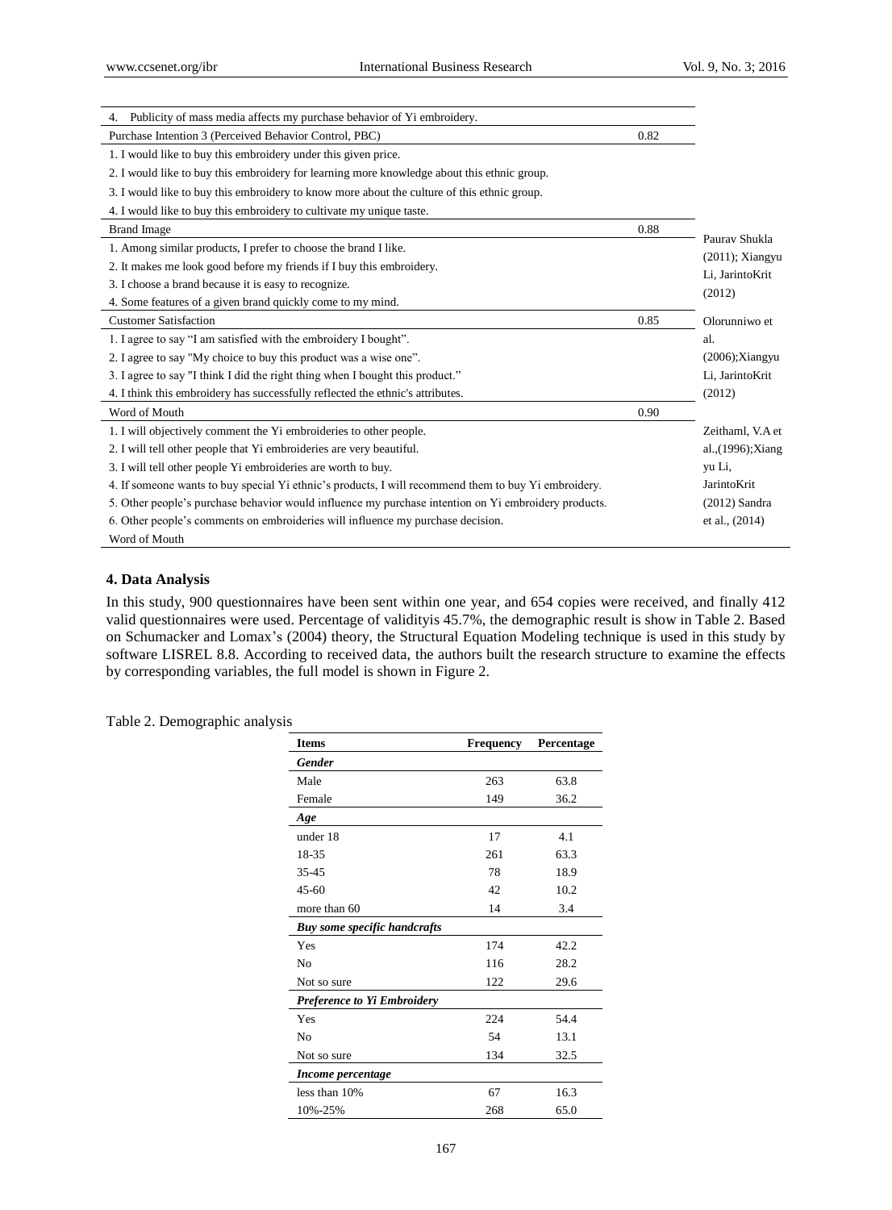| | | |
|---|---|---|
| 4. Publicity of mass media affects my purchase behavior of Yi embroidery. | | |
| Purchase Intention 3 (Perceived Behavior Control, PBC) | 0.82 | |
| 1. I would like to buy this embroidery under this given price. | | |
| 2. I would like to buy this embroidery for learning more knowledge about this ethnic group. | | |
| 3. I would like to buy this embroidery to know more about the culture of this ethnic group. | | |
| 4. I would like to buy this embroidery to cultivate my unique taste. | | |
| Brand Image | 0.88 | Paurav Shukla (2011); Xiangyu Li, JarintoKrit (2012) |
| 1. Among similar products, I prefer to choose the brand I like. | | |
| 2. It makes me look good before my friends if I buy this embroidery. | | |
| 3. I choose a brand because it is easy to recognize. | | |
| 4. Some features of a given brand quickly come to my mind. | | |
| Customer Satisfaction | 0.85 | Olorunniwo et al. (2006);Xiangyu Li, JarintoKrit (2012) |
| 1. I agree to say "I am satisfied with the embroidery I bought". | | |
| 2. I agree to say "My choice to buy this product was a wise one". | | |
| 3. I agree to say "I think I did the right thing when I bought this product." | | |
| 4. I think this embroidery has successfully reflected the ethnic's attributes. | | |
| Word of Mouth | 0.90 | |
| 1. I will objectively comment the Yi embroideries to other people. | | Zeithaml, V.A et al.,(1996);Xiangyu Li, JarintoKrit (2012) Sandra et al., (2014) |
| 2. I will tell other people that Yi embroideries are very beautiful. | | |
| 3. I will tell other people Yi embroideries are worth to buy. | | |
| 4. If someone wants to buy special Yi ethnic's products, I will recommend them to buy Yi embroidery. | | |
| 5. Other people's purchase behavior would influence my purchase intention on Yi embroidery products. | | |
| 6. Other people's comments on embroideries will influence my purchase decision. | | |
| Word of Mouth | | |

## 4. Data Analysis

In this study, 900 questionnaires have been sent within one year, and 654 copies were received, and finally 412 valid questionnaires were used. Percentage of validityis 45.7%, the demographic result is show in Table 2. Based on Schumacker and Lomax's (2004) theory, the Structural Equation Modeling technique is used in this study by software LISREL 8.8. According to received data, the authors built the research structure to examine the effects by corresponding variables, the full model is shown in Figure 2.

Table 2. Demographic analysis

| Items | Frequency | Percentage |
|---|---|---|
| ***Gender*** | | |
| Male | 263 | 63.8 |
| Female | 149 | 36.2 |
| ***Age*** | | |
| under 18 | 17 | 4.1 |
| 18-35 | 261 | 63.3 |
| 35-45 | 78 | 18.9 |
| 45-60 | 42 | 10.2 |
| more than 60 | 14 | 3.4 |
| ***Buy some specific handcrafts*** | | |
| Yes | 174 | 42.2 |
| No | 116 | 28.2 |
| Not so sure | 122 | 29.6 |
| ***Preference to Yi Embroidery*** | | |
| Yes | 224 | 54.4 |
| No | 54 | 13.1 |
| Not so sure | 134 | 32.5 |
| ***Income percentage*** | | |
| less than 10% | 67 | 16.3 |
| 10%-25% | 268 | 65.0 |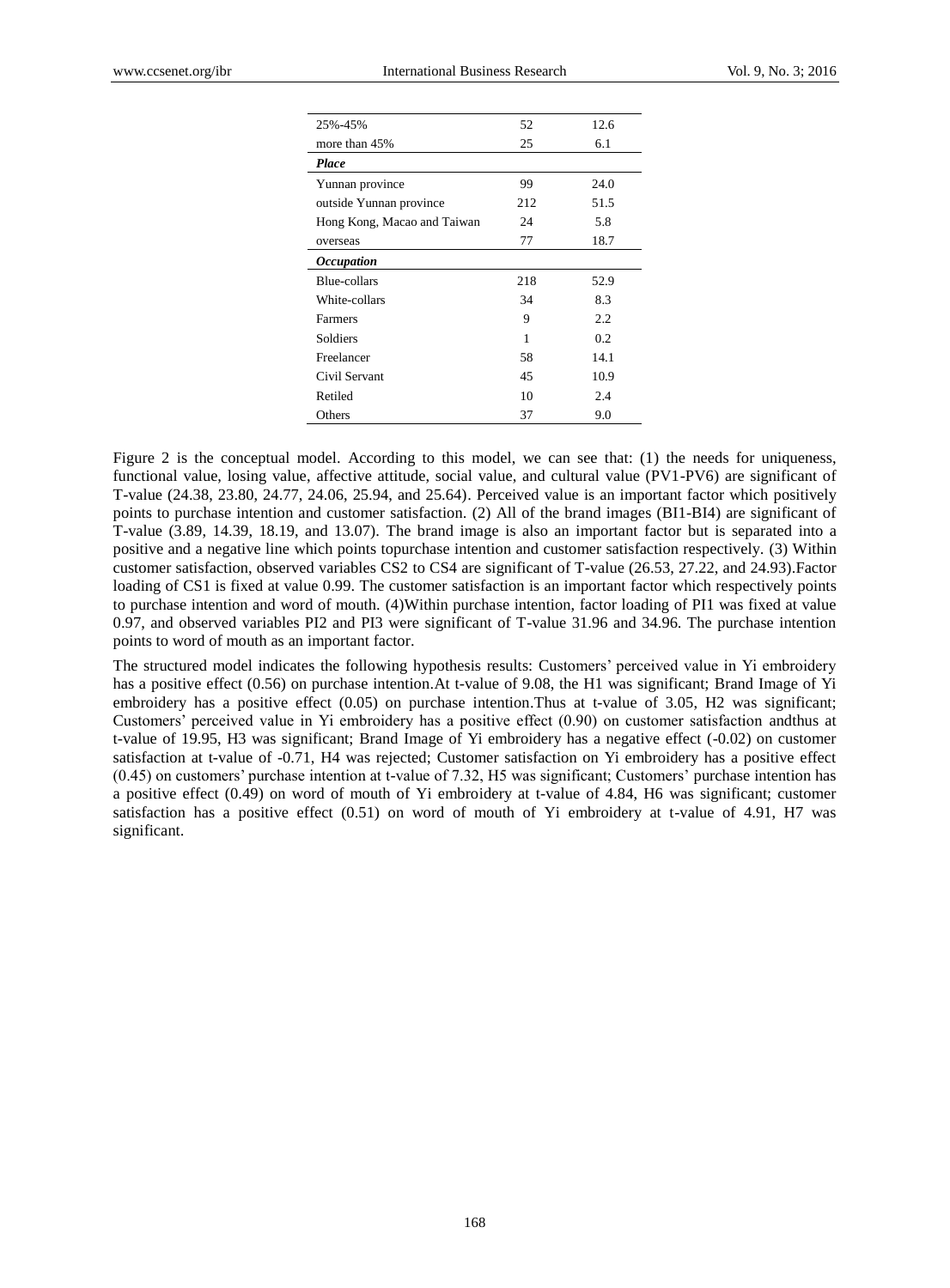| | | |
|---|---|---|
| 25%-45% | 52 | 12.6 |
| more than 45% | 25 | 6.1 |
| ***Place*** | | |
| Yunnan province | 99 | 24.0 |
| outside Yunnan province | 212 | 51.5 |
| Hong Kong, Macao and Taiwan | 24 | 5.8 |
| overseas | 77 | 18.7 |
| ***Occupation*** | | |
| Blue-collars | 218 | 52.9 |
| White-collars | 34 | 8.3 |
| Farmers | 9 | 2.2 |
| Soldiers | 1 | 0.2 |
| Freelancer | 58 | 14.1 |
| Civil Servant | 45 | 10.9 |
| Retiled | 10 | 2.4 |
| Others | 37 | 9.0 |

Figure 2 is the conceptual model. According to this model, we can see that: (1) the needs for uniqueness, functional value, losing value, affective attitude, social value, and cultural value (PV1-PV6) are significant of T-value (24.38, 23.80, 24.77, 24.06, 25.94, and 25.64). Perceived value is an important factor which positively points to purchase intention and customer satisfaction. (2) All of the brand images (BI1-BI4) are significant of T-value (3.89, 14.39, 18.19, and 13.07). The brand image is also an important factor but is separated into a positive and a negative line which points topurchase intention and customer satisfaction respectively. (3) Within customer satisfaction, observed variables CS2 to CS4 are significant of T-value (26.53, 27.22, and 24.93).Factor loading of CS1 is fixed at value 0.99. The customer satisfaction is an important factor which respectively points to purchase intention and word of mouth. (4)Within purchase intention, factor loading of PI1 was fixed at value 0.97, and observed variables PI2 and PI3 were significant of T-value 31.96 and 34.96. The purchase intention points to word of mouth as an important factor.

The structured model indicates the following hypothesis results: Customers' perceived value in Yi embroidery has a positive effect (0.56) on purchase intention.At t-value of 9.08, the H1 was significant; Brand Image of Yi embroidery has a positive effect (0.05) on purchase intention.Thus at t-value of 3.05, H2 was significant; Customers' perceived value in Yi embroidery has a positive effect (0.90) on customer satisfaction andthus at t-value of 19.95, H3 was significant; Brand Image of Yi embroidery has a negative effect (-0.02) on customer satisfaction at t-value of -0.71, H4 was rejected; Customer satisfaction on Yi embroidery has a positive effect (0.45) on customers' purchase intention at t-value of 7.32, H5 was significant; Customers' purchase intention has a positive effect (0.49) on word of mouth of Yi embroidery at t-value of 4.84, H6 was significant; customer satisfaction has a positive effect (0.51) on word of mouth of Yi embroidery at t-value of 4.91, H7 was significant.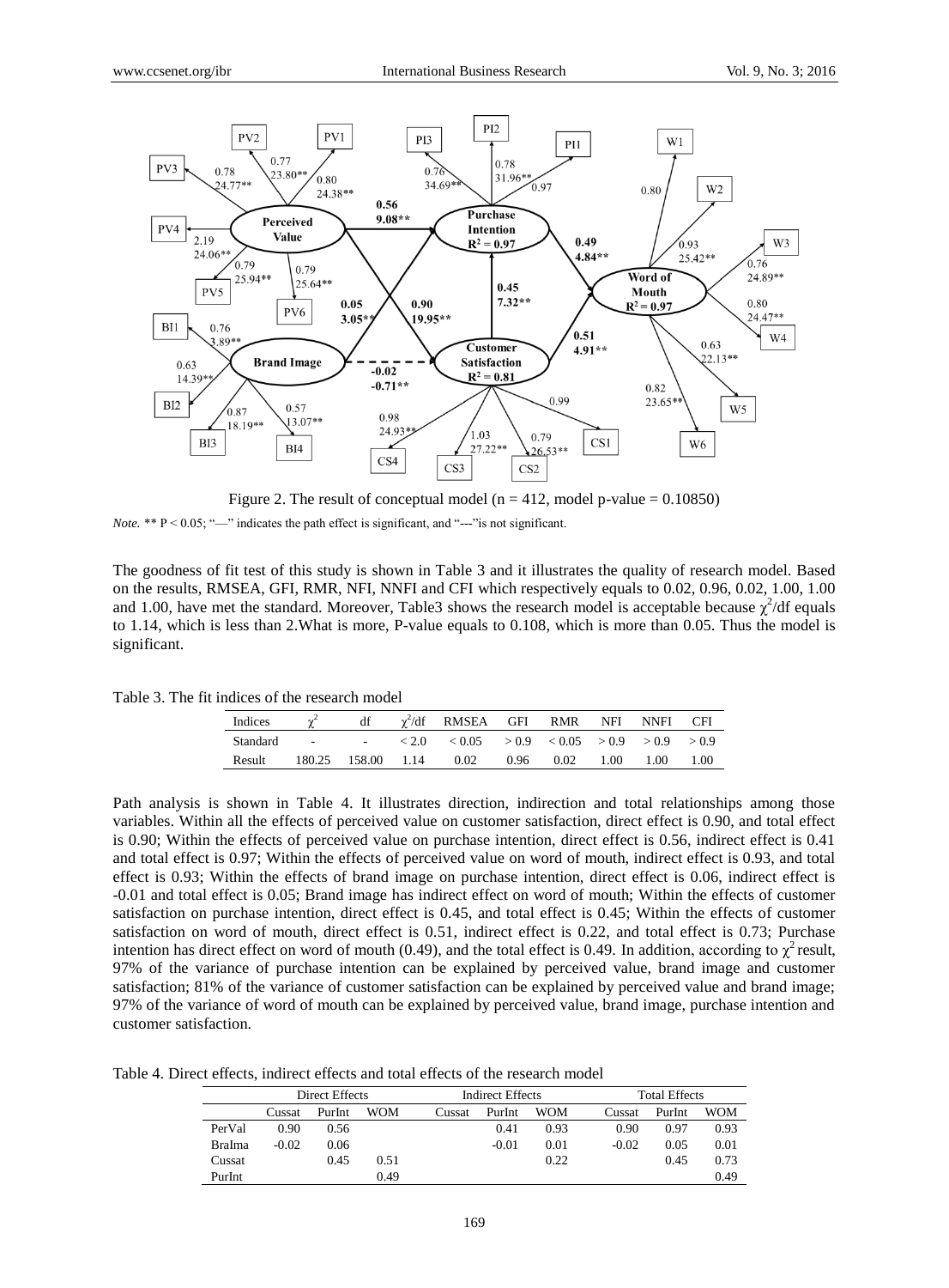Figure 2. The result of conceptual model (n = 412, model p-value = 0.10850)

*Note.* ** P < 0.05; "—" indicates the path effect is significant, and "---"is not significant.

The goodness of fit test of this study is shown in Table 3 and it illustrates the quality of research model. Based on the results, RMSEA, GFI, RMR, NFI, NNFI and CFI which respectively equals to 0.02, 0.96, 0.02, 1.00, 1.00 and 1.00, have met the standard. Moreover, Table3 shows the research model is acceptable because $\chi^2$/df equals to 1.14, which is less than 2.What is more, P-value equals to 0.108, which is more than 0.05. Thus the model is significant.

Table 3. The fit indices of the research model

| Indices | $\chi^2$ | df | $\chi^2$/df | RMSEA | GFI | RMR | NFI | NNFI | CFI |
|---|---|---|---|---|---|---|---|---|---|
| Standard | - | - | < 2.0 | < 0.05 | > 0.9 | < 0.05 | > 0.9 | > 0.9 | > 0.9 |
| Result | 180.25 | 158.00 | 1.14 | 0.02 | 0.96 | 0.02 | 1.00 | 1.00 | 1.00 |

Path analysis is shown in Table 4. It illustrates direction, indirection and total relationships among those variables. Within all the effects of perceived value on customer satisfaction, direct effect is 0.90, and total effect is 0.90; Within the effects of perceived value on purchase intention, direct effect is 0.56, indirect effect is 0.41 and total effect is 0.97; Within the effects of perceived value on word of mouth, indirect effect is 0.93, and total effect is 0.93; Within the effects of brand image on purchase intention, direct effect is 0.06, indirect effect is -0.01 and total effect is 0.05; Brand image has indirect effect on word of mouth; Within the effects of customer satisfaction on purchase intention, direct effect is 0.45, and total effect is 0.45; Within the effects of customer satisfaction on word of mouth, direct effect is 0.51, indirect effect is 0.22, and total effect is 0.73; Purchase intention has direct effect on word of mouth (0.49), and the total effect is 0.49. In addition, according to $\chi^2$ result, 97% of the variance of purchase intention can be explained by perceived value, brand image and customer satisfaction; 81% of the variance of customer satisfaction can be explained by perceived value and brand image; 97% of the variance of word of mouth can be explained by perceived value, brand image, purchase intention and customer satisfaction.

Table 4. Direct effects, indirect effects and total effects of the research model

| | Direct Effects | | | Indirect Effects | | | Total Effects | | |
|---|---|---|---|---|---|---|---|---|---|
| | Cussat | PurInt | WOM | Cussat | PurInt | WOM | Cussat | PurInt | WOM |
| PerVal | 0.90 | 0.56 | | | 0.41 | 0.93 | 0.90 | 0.97 | 0.93 |
| BraIma | -0.02 | 0.06 | | | -0.01 | 0.01 | -0.02 | 0.05 | 0.01 |
| Cussat | | 0.45 | 0.51 | | | 0.22 | | 0.45 | 0.73 |
| PurInt | | | 0.49 | | | | | | 0.49 |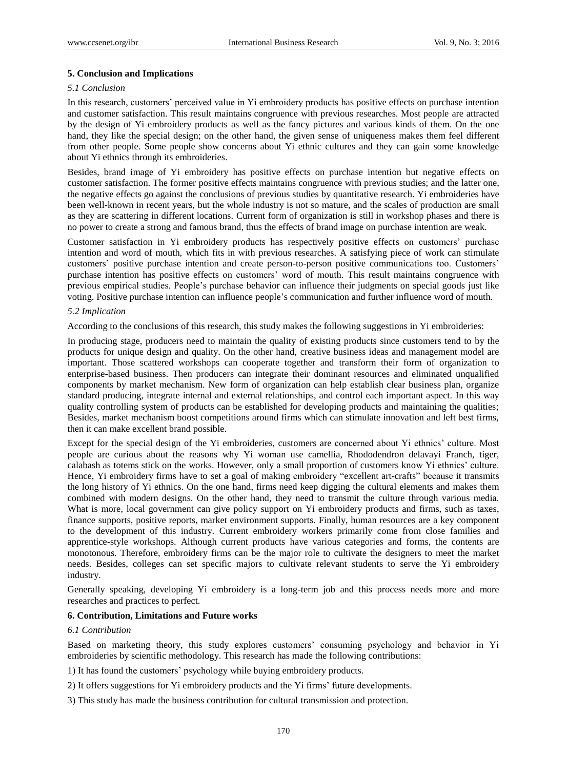## 5. Conclusion and Implications

### *5.1 Conclusion*

In this research, customers' perceived value in Yi embroidery products has positive effects on purchase intention and customer satisfaction. This result maintains congruence with previous researches. Most people are attracted by the design of Yi embroidery products as well as the fancy pictures and various kinds of them. On the one hand, they like the special design; on the other hand, the given sense of uniqueness makes them feel different from other people. Some people show concerns about Yi ethnic cultures and they can gain some knowledge about Yi ethnics through its embroideries.

Besides, brand image of Yi embroidery has positive effects on purchase intention but negative effects on customer satisfaction. The former positive effects maintains congruence with previous studies; and the latter one, the negative effects go against the conclusions of previous studies by quantitative research. Yi embroideries have been well-known in recent years, but the whole industry is not so mature, and the scales of production are small as they are scattering in different locations. Current form of organization is still in workshop phases and there is no power to create a strong and famous brand, thus the effects of brand image on purchase intention are weak.

Customer satisfaction in Yi embroidery products has respectively positive effects on customers' purchase intention and word of mouth, which fits in with previous researches. A satisfying piece of work can stimulate customers' positive purchase intention and create person-to-person positive communications too. Customers' purchase intention has positive effects on customers' word of mouth. This result maintains congruence with previous empirical studies. People's purchase behavior can influence their judgments on special goods just like voting. Positive purchase intention can influence people's communication and further influence word of mouth.

### *5.2 Implication*

According to the conclusions of this research, this study makes the following suggestions in Yi embroideries:

In producing stage, producers need to maintain the quality of existing products since customers tend to by the products for unique design and quality. On the other hand, creative business ideas and management model are important. Those scattered workshops can cooperate together and transform their form of organization to enterprise-based business. Then producers can integrate their dominant resources and eliminated unqualified components by market mechanism. New form of organization can help establish clear business plan, organize standard producing, integrate internal and external relationships, and control each important aspect. In this way quality controlling system of products can be established for developing products and maintaining the qualities; Besides, market mechanism boost competitions around firms which can stimulate innovation and left best firms, then it can make excellent brand possible.

Except for the special design of the Yi embroideries, customers are concerned about Yi ethnics' culture. Most people are curious about the reasons why Yi woman use camellia, Rhododendron delavayi Franch, tiger, calabash as totems stick on the works. However, only a small proportion of customers know Yi ethnics' culture. Hence, Yi embroidery firms have to set a goal of making embroidery "excellent art-crafts" because it transmits the long history of Yi ethnics. On the one hand, firms need keep digging the cultural elements and makes them combined with modern designs. On the other hand, they need to transmit the culture through various media. What is more, local government can give policy support on Yi embroidery products and firms, such as taxes, finance supports, positive reports, market environment supports. Finally, human resources are a key component to the development of this industry. Current embroidery workers primarily come from close families and apprentice-style workshops. Although current products have various categories and forms, the contents are monotonous. Therefore, embroidery firms can be the major role to cultivate the designers to meet the market needs. Besides, colleges can set specific majors to cultivate relevant students to serve the Yi embroidery industry.

Generally speaking, developing Yi embroidery is a long-term job and this process needs more and more researches and practices to perfect.

## 6. Contribution, Limitations and Future works

### *6.1 Contribution*

Based on marketing theory, this study explores customers' consuming psychology and behavior in Yi embroideries by scientific methodology. This research has made the following contributions:

1) It has found the customers' psychology while buying embroidery products.

2) It offers suggestions for Yi embroidery products and the Yi firms' future developments.

3) This study has made the business contribution for cultural transmission and protection.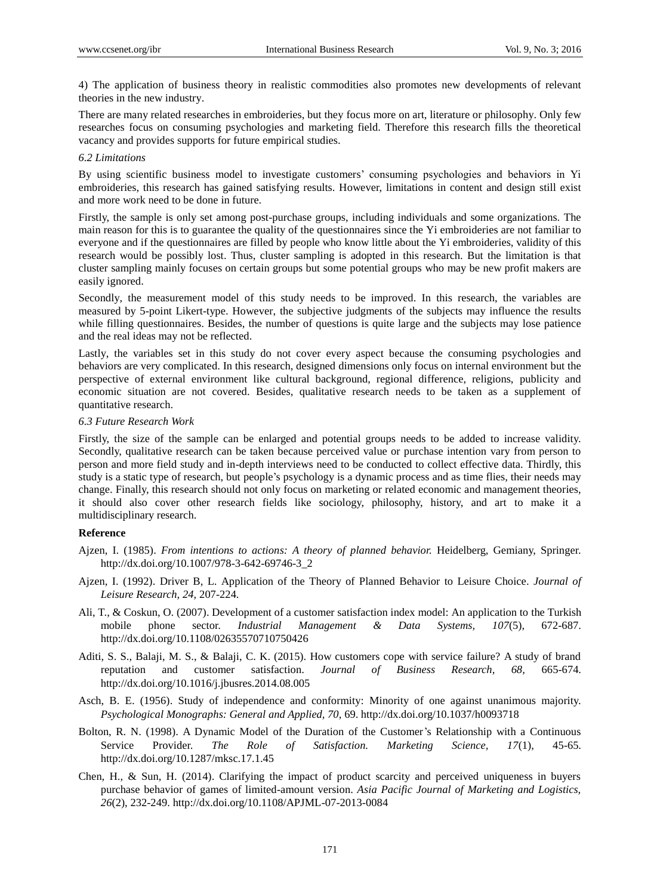4) The application of business theory in realistic commodities also promotes new developments of relevant theories in the new industry.

There are many related researches in embroideries, but they focus more on art, literature or philosophy. Only few researches focus on consuming psychologies and marketing field. Therefore this research fills the theoretical vacancy and provides supports for future empirical studies.

### *6.2 Limitations*

By using scientific business model to investigate customers' consuming psychologies and behaviors in Yi embroideries, this research has gained satisfying results. However, limitations in content and design still exist and more work need to be done in future.

Firstly, the sample is only set among post-purchase groups, including individuals and some organizations. The main reason for this is to guarantee the quality of the questionnaires since the Yi embroideries are not familiar to everyone and if the questionnaires are filled by people who know little about the Yi embroideries, validity of this research would be possibly lost. Thus, cluster sampling is adopted in this research. But the limitation is that cluster sampling mainly focuses on certain groups but some potential groups who may be new profit makers are easily ignored.

Secondly, the measurement model of this study needs to be improved. In this research, the variables are measured by 5-point Likert-type. However, the subjective judgments of the subjects may influence the results while filling questionnaires. Besides, the number of questions is quite large and the subjects may lose patience and the real ideas may not be reflected.

Lastly, the variables set in this study do not cover every aspect because the consuming psychologies and behaviors are very complicated. In this research, designed dimensions only focus on internal environment but the perspective of external environment like cultural background, regional difference, religions, publicity and economic situation are not covered. Besides, qualitative research needs to be taken as a supplement of quantitative research.

### *6.3 Future Research Work*

Firstly, the size of the sample can be enlarged and potential groups needs to be added to increase validity. Secondly, qualitative research can be taken because perceived value or purchase intention vary from person to person and more field study and in-depth interviews need to be conducted to collect effective data. Thirdly, this study is a static type of research, but people's psychology is a dynamic process and as time flies, their needs may change. Finally, this research should not only focus on marketing or related economic and management theories, it should also cover other research fields like sociology, philosophy, history, and art to make it a multidisciplinary research.

## Reference

Ajzen, I. (1985). *From intentions to actions: A theory of planned behavior.* Heidelberg, Gemiany, Springer. http://dx.doi.org/10.1007/978-3-642-69746-3_2

Ajzen, I. (1992). Driver B, L. Application of the Theory of Planned Behavior to Leisure Choice. *Journal of Leisure Research, 24,* 207-224.

Ali, T., & Coskun, O. (2007). Development of a customer satisfaction index model: An application to the Turkish mobile phone sector. *Industrial Management & Data Systems, 107*(5), 672-687. http://dx.doi.org/10.1108/02635570710750426

Aditi, S. S., Balaji, M. S., & Balaji, C. K. (2015). How customers cope with service failure? A study of brand reputation and customer satisfaction. *Journal of Business Research, 68,* 665-674. http://dx.doi.org/10.1016/j.jbusres.2014.08.005

Asch, B. E. (1956). Study of independence and conformity: Minority of one against unanimous majority. *Psychological Monographs: General and Applied, 70,* 69. http://dx.doi.org/10.1037/h0093718

Bolton, R. N. (1998). A Dynamic Model of the Duration of the Customer's Relationship with a Continuous Service Provider. *The Role of Satisfaction. Marketing Science, 17*(1), 45-65. http://dx.doi.org/10.1287/mksc.17.1.45

Chen, H., & Sun, H. (2014). Clarifying the impact of product scarcity and perceived uniqueness in buyers purchase behavior of games of limited-amount version. *Asia Pacific Journal of Marketing and Logistics, 26*(2), 232-249. http://dx.doi.org/10.1108/APJML-07-2013-0084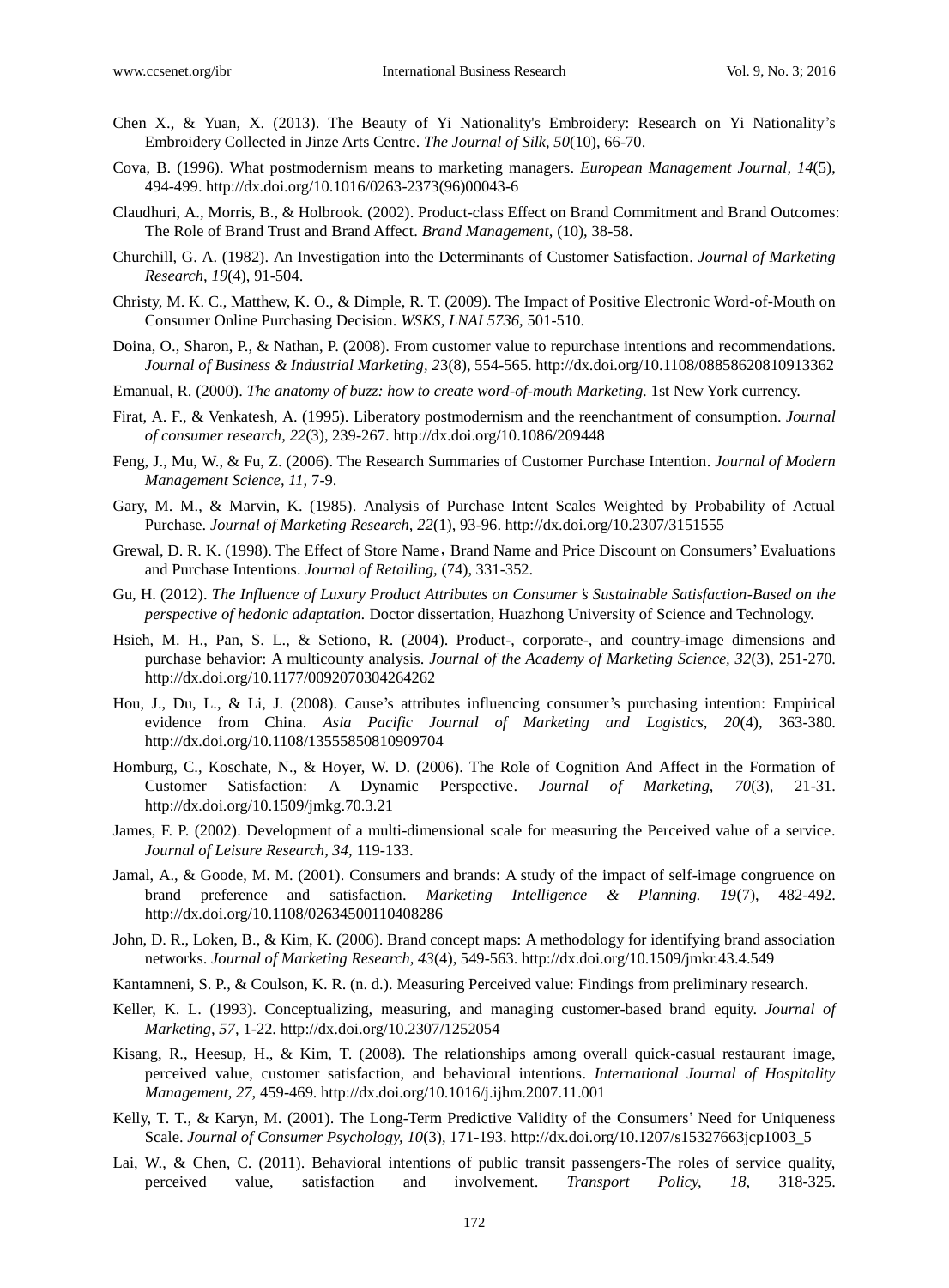Chen X., & Yuan, X. (2013). The Beauty of Yi Nationality's Embroidery: Research on Yi Nationality’s Embroidery Collected in Jinze Arts Centre. *The Journal of Silk*, *50*(10), 66-70.

Cova, B. (1996). What postmodernism means to marketing managers. *European Management Journal, 14*(5), 494-499. http://dx.doi.org/10.1016/0263-2373(96)00043-6

Claudhuri, A., Morris, B., & Holbrook. (2002). Product-class Effect on Brand Commitment and Brand Outcomes: The Role of Brand Trust and Brand Affect. *Brand Management*, (10), 38-58.

Churchill, G. A. (1982). An Investigation into the Determinants of Customer Satisfaction. *Journal of Marketing Research, 19*(4), 91-504.

Christy, M. K. C., Matthew, K. O., & Dimple, R. T. (2009). The Impact of Positive Electronic Word-of-Mouth on Consumer Online Purchasing Decision. *WSKS, LNAI 5736*, 501-510.

Doina, O., Sharon, P., & Nathan, P. (2008). From customer value to repurchase intentions and recommendations. *Journal of Business & Industrial Marketing, 23*(8), 554-565. http://dx.doi.org/10.1108/08858620810913362

Emanual, R. (2000). *The anatomy of buzz: how to create word-of-mouth Marketing.* 1st New York currency.

Firat, A. F., & Venkatesh, A. (1995). Liberatory postmodernism and the reenchantment of consumption. *Journal of consumer research, 22*(3), 239-267. http://dx.doi.org/10.1086/209448

Feng, J., Mu, W., & Fu, Z. (2006). The Research Summaries of Customer Purchase Intention. *Journal of Modern Management Science, 11*, 7-9.

Gary, M. M., & Marvin, K. (1985). Analysis of Purchase Intent Scales Weighted by Probability of Actual Purchase. *Journal of Marketing Research, 22*(1), 93-96. http://dx.doi.org/10.2307/3151555

Grewal, D. R. K. (1998). The Effect of Store Name，Brand Name and Price Discount on Consumers’ Evaluations and Purchase Intentions. *Journal of Retailing*, (74), 331-352.

Gu, H. (2012). *The Influence of Luxury Product Attributes on Consumer’s Sustainable Satisfaction-Based on the perspective of hedonic adaptation.* Doctor dissertation, Huazhong University of Science and Technology.

Hsieh, M. H., Pan, S. L., & Setiono, R. (2004). Product-, corporate-, and country-image dimensions and purchase behavior: A multicounty analysis. *Journal of the Academy of Marketing Science, 32*(3), 251-270. http://dx.doi.org/10.1177/0092070304264262

Hou, J., Du, L., & Li, J. (2008). Cause’s attributes influencing consumer’s purchasing intention: Empirical evidence from China. *Asia Pacific Journal of Marketing and Logistics, 20*(4), 363-380. http://dx.doi.org/10.1108/13555850810909704

Homburg, C., Koschate, N., & Hoyer, W. D. (2006). The Role of Cognition And Affect in the Formation of Customer Satisfaction: A Dynamic Perspective. *Journal of Marketing, 70*(3), 21-31. http://dx.doi.org/10.1509/jmkg.70.3.21

James, F. P. (2002). Development of a multi-dimensional scale for measuring the Perceived value of a service. *Journal of Leisure Research, 34*, 119-133.

Jamal, A., & Goode, M. M. (2001). Consumers and brands: A study of the impact of self-image congruence on brand preference and satisfaction. *Marketing Intelligence & Planning. 19*(7), 482-492. http://dx.doi.org/10.1108/02634500110408286

John, D. R., Loken, B., & Kim, K. (2006). Brand concept maps: A methodology for identifying brand association networks. *Journal of Marketing Research, 43*(4), 549-563. http://dx.doi.org/10.1509/jmkr.43.4.549

Kantamneni, S. P., & Coulson, K. R. (n. d.). Measuring Perceived value: Findings from preliminary research.

Keller, K. L. (1993). Conceptualizing, measuring, and managing customer-based brand equity. *Journal of Marketing, 57*, 1-22. http://dx.doi.org/10.2307/1252054

Kisang, R., Heesup, H., & Kim, T. (2008). The relationships among overall quick-casual restaurant image, perceived value, customer satisfaction, and behavioral intentions. *International Journal of Hospitality Management, 27*, 459-469. http://dx.doi.org/10.1016/j.ijhm.2007.11.001

Kelly, T. T., & Karyn, M. (2001). The Long-Term Predictive Validity of the Consumers’ Need for Uniqueness Scale. *Journal of Consumer Psychology, 10*(3), 171-193. http://dx.doi.org/10.1207/s15327663jcp1003_5

Lai, W., & Chen, C. (2011). Behavioral intentions of public transit passengers-The roles of service quality, perceived value, satisfaction and involvement. *Transport Policy, 18*, 318-325.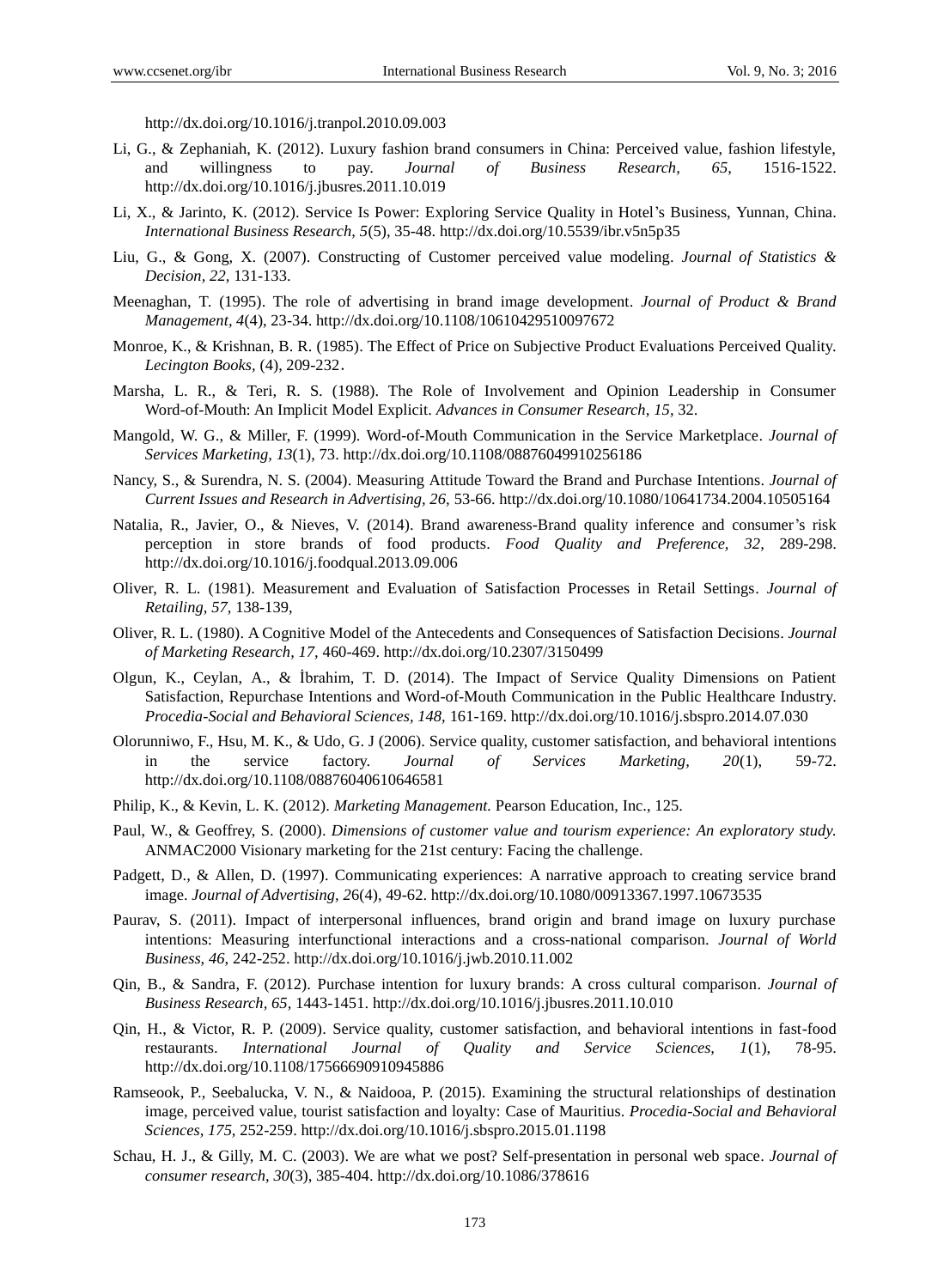http://dx.doi.org/10.1016/j.tranpol.2010.09.003

Li, G., & Zephaniah, K. (2012). Luxury fashion brand consumers in China: Perceived value, fashion lifestyle, and willingness to pay. *Journal of Business Research, 65*, 1516-1522. http://dx.doi.org/10.1016/j.jbusres.2011.10.019

Li, X., & Jarinto, K. (2012). Service Is Power: Exploring Service Quality in Hotel's Business, Yunnan, China. *International Business Research, 5*(5), 35-48. http://dx.doi.org/10.5539/ibr.v5n5p35

Liu, G., & Gong, X. (2007). Constructing of Customer perceived value modeling. *Journal of Statistics & Decision, 22*, 131-133.

Meenaghan, T. (1995). The role of advertising in brand image development. *Journal of Product & Brand Management, 4*(4), 23-34. http://dx.doi.org/10.1108/10610429510097672

Monroe, K., & Krishnan, B. R. (1985). The Effect of Price on Subjective Product Evaluations Perceived Quality. *Lecington Books*, (4), 209-232.

Marsha, L. R., & Teri, R. S. (1988). The Role of Involvement and Opinion Leadership in Consumer Word-of-Mouth: An Implicit Model Explicit. *Advances in Consumer Research, 15*, 32.

Mangold, W. G., & Miller, F. (1999). Word-of-Mouth Communication in the Service Marketplace. *Journal of Services Marketing, 13*(1), 73. http://dx.doi.org/10.1108/08876049910256186

Nancy, S., & Surendra, N. S. (2004). Measuring Attitude Toward the Brand and Purchase Intentions. *Journal of Current Issues and Research in Advertising, 26*, 53-66. http://dx.doi.org/10.1080/10641734.2004.10505164

Natalia, R., Javier, O., & Nieves, V. (2014). Brand awareness-Brand quality inference and consumer's risk perception in store brands of food products. *Food Quality and Preference, 32*, 289-298. http://dx.doi.org/10.1016/j.foodqual.2013.09.006

Oliver, R. L. (1981). Measurement and Evaluation of Satisfaction Processes in Retail Settings. *Journal of Retailing, 57*, 138-139,

Oliver, R. L. (1980). A Cognitive Model of the Antecedents and Consequences of Satisfaction Decisions. *Journal of Marketing Research, 17*, 460-469. http://dx.doi.org/10.2307/3150499

Olgun, K., Ceylan, A., & İbrahim, T. D. (2014). The Impact of Service Quality Dimensions on Patient Satisfaction, Repurchase Intentions and Word-of-Mouth Communication in the Public Healthcare Industry. *Procedia-Social and Behavioral Sciences, 148*, 161-169. http://dx.doi.org/10.1016/j.sbspro.2014.07.030

Olorunniwo, F., Hsu, M. K., & Udo, G. J (2006). Service quality, customer satisfaction, and behavioral intentions in the service factory. *Journal of Services Marketing, 20*(1), 59-72. http://dx.doi.org/10.1108/08876040610646581

Philip, K., & Kevin, L. K. (2012). *Marketing Management*. Pearson Education, Inc., 125.

Paul, W., & Geoffrey, S. (2000). *Dimensions of customer value and tourism experience: An exploratory study.* ANMAC2000 Visionary marketing for the 21st century: Facing the challenge.

Padgett, D., & Allen, D. (1997). Communicating experiences: A narrative approach to creating service brand image. *Journal of Advertising, 26*(4), 49-62. http://dx.doi.org/10.1080/00913367.1997.10673535

Paurav, S. (2011). Impact of interpersonal influences, brand origin and brand image on luxury purchase intentions: Measuring interfunctional interactions and a cross-national comparison. *Journal of World Business, 46*, 242-252. http://dx.doi.org/10.1016/j.jwb.2010.11.002

Qin, B., & Sandra, F. (2012). Purchase intention for luxury brands: A cross cultural comparison. *Journal of Business Research, 65*, 1443-1451. http://dx.doi.org/10.1016/j.jbusres.2011.10.010

Qin, H., & Victor, R. P. (2009). Service quality, customer satisfaction, and behavioral intentions in fast-food restaurants. *International Journal of Quality and Service Sciences, 1*(1), 78-95. http://dx.doi.org/10.1108/17566690910945886

Ramseook, P., Seebalucka, V. N., & Naidooa, P. (2015). Examining the structural relationships of destination image, perceived value, tourist satisfaction and loyalty: Case of Mauritius. *Procedia-Social and Behavioral Sciences, 175*, 252-259. http://dx.doi.org/10.1016/j.sbspro.2015.01.1198

Schau, H. J., & Gilly, M. C. (2003). We are what we post? Self-presentation in personal web space. *Journal of consumer research, 30*(3), 385-404. http://dx.doi.org/10.1086/378616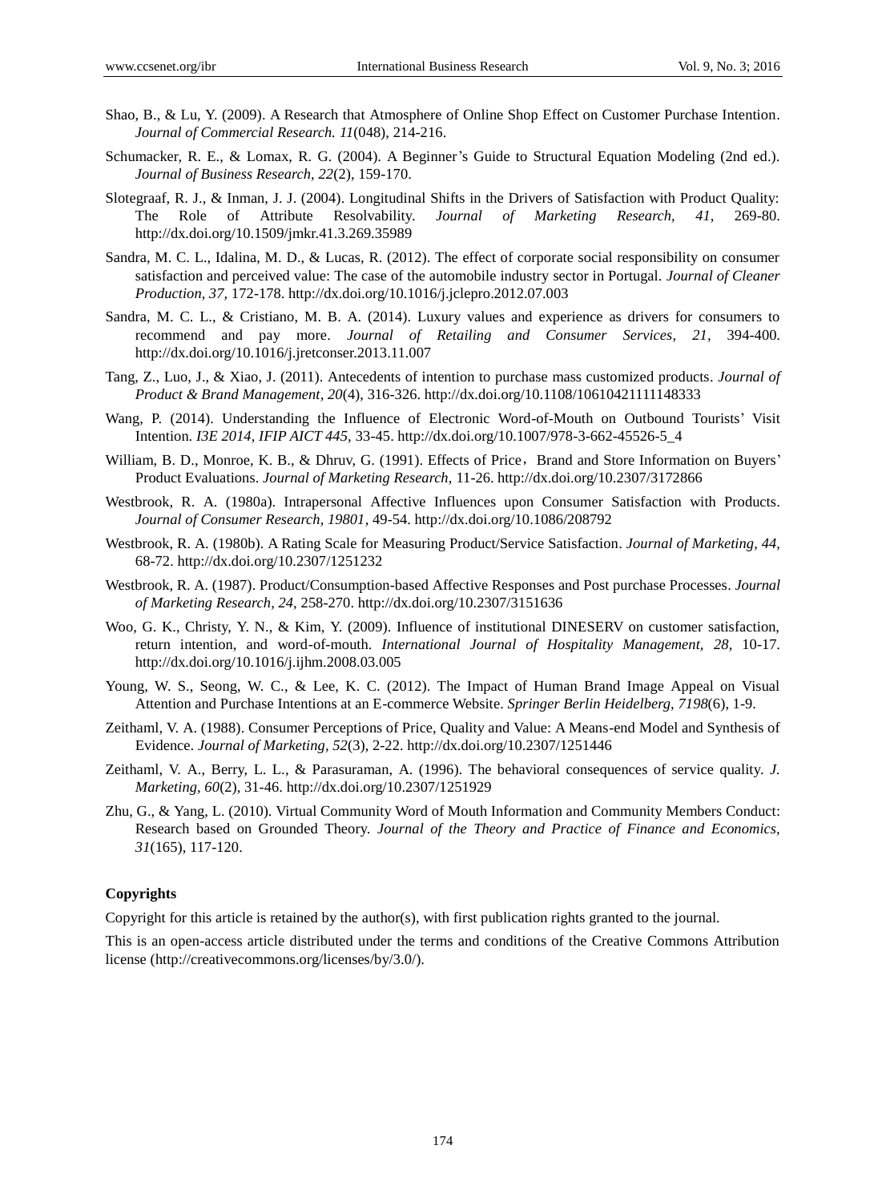Shao, B., & Lu, Y. (2009). A Research that Atmosphere of Online Shop Effect on Customer Purchase Intention. *Journal of Commercial Research. 11*(048), 214-216.

Schumacker, R. E., & Lomax, R. G. (2004). A Beginner's Guide to Structural Equation Modeling (2nd ed.). *Journal of Business Research, 22*(2), 159-170.

Slotegraaf, R. J., & Inman, J. J. (2004). Longitudinal Shifts in the Drivers of Satisfaction with Product Quality: The Role of Attribute Resolvability. *Journal of Marketing Research, 41,* 269-80. http://dx.doi.org/10.1509/jmkr.41.3.269.35989

Sandra, M. C. L., Idalina, M. D., & Lucas, R. (2012). The effect of corporate social responsibility on consumer satisfaction and perceived value: The case of the automobile industry sector in Portugal. *Journal of Cleaner Production, 37,* 172-178. http://dx.doi.org/10.1016/j.jclepro.2012.07.003

Sandra, M. C. L., & Cristiano, M. B. A. (2014). Luxury values and experience as drivers for consumers to recommend and pay more. *Journal of Retailing and Consumer Services, 21,* 394-400. http://dx.doi.org/10.1016/j.jretconser.2013.11.007

Tang, Z., Luo, J., & Xiao, J. (2011). Antecedents of intention to purchase mass customized products. *Journal of Product & Brand Management, 20*(4), 316-326. http://dx.doi.org/10.1108/10610421111148333

Wang, P. (2014). Understanding the Influence of Electronic Word-of-Mouth on Outbound Tourists' Visit Intention. *I3E 2014, IFIP AICT 445,* 33-45. http://dx.doi.org/10.1007/978-3-662-45526-5_4

William, B. D., Monroe, K. B., & Dhruv, G. (1991). Effects of Price，Brand and Store Information on Buyers' Product Evaluations. *Journal of Marketing Research,* 11-26. http://dx.doi.org/10.2307/3172866

Westbrook, R. A. (1980a). Intrapersonal Affective Influences upon Consumer Satisfaction with Products. *Journal of Consumer Research, 19801,* 49-54. http://dx.doi.org/10.1086/208792

Westbrook, R. A. (1980b). A Rating Scale for Measuring Product/Service Satisfaction. *Journal of Marketing, 44,* 68-72. http://dx.doi.org/10.2307/1251232

Westbrook, R. A. (1987). Product/Consumption-based Affective Responses and Post purchase Processes. *Journal of Marketing Research, 24,* 258-270. http://dx.doi.org/10.2307/3151636

Woo, G. K., Christy, Y. N., & Kim, Y. (2009). Influence of institutional DINESERV on customer satisfaction, return intention, and word-of-mouth. *International Journal of Hospitality Management, 28,* 10-17. http://dx.doi.org/10.1016/j.ijhm.2008.03.005

Young, W. S., Seong, W. C., & Lee, K. C. (2012). The Impact of Human Brand Image Appeal on Visual Attention and Purchase Intentions at an E-commerce Website. *Springer Berlin Heidelberg, 7198*(6), 1-9.

Zeithaml, V. A. (1988). Consumer Perceptions of Price, Quality and Value: A Means-end Model and Synthesis of Evidence. *Journal of Marketing, 52*(3), 2-22. http://dx.doi.org/10.2307/1251446

Zeithaml, V. A., Berry, L. L., & Parasuraman, A. (1996). The behavioral consequences of service quality. *J. Marketing, 60*(2), 31-46. http://dx.doi.org/10.2307/1251929

Zhu, G., & Yang, L. (2010). Virtual Community Word of Mouth Information and Community Members Conduct: Research based on Grounded Theory. *Journal of the Theory and Practice of Finance and Economics, 31*(165), 117-120.

**Copyrights**

Copyright for this article is retained by the author(s), with first publication rights granted to the journal.

This is an open-access article distributed under the terms and conditions of the Creative Commons Attribution license (http://creativecommons.org/licenses/by/3.0/).